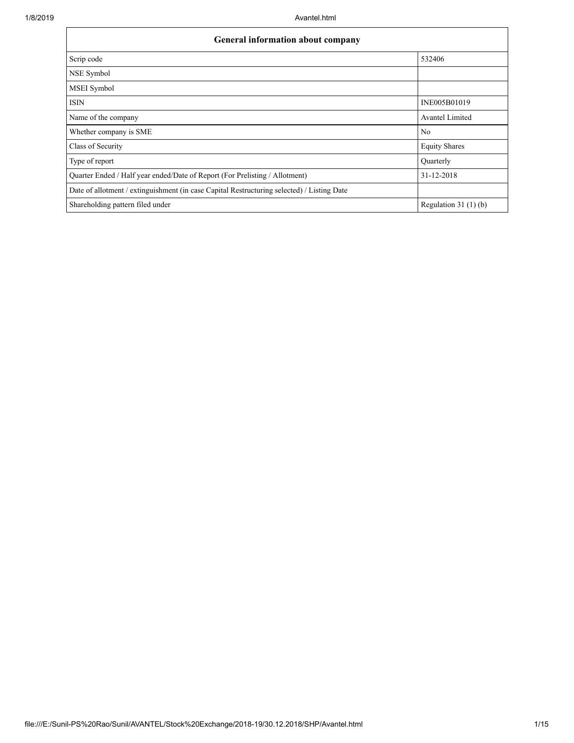| General information about company | |
|---|---|
| Scrip code | 532406 |
| NSE Symbol | |
| MSEI Symbol | |
| ISIN | INE005B01019 |
| Name of the company | Avantel Limited |
| Whether company is SME | No |
| Class of Security | Equity Shares |
| Type of report | Quarterly |
| Quarter Ended / Half year ended/Date of Report (For Prelisting / Allotment) | 31-12-2018 |
| Date of allotment / extinguishment (in case Capital Restructuring selected) / Listing Date | |
| Shareholding pattern filed under | Regulation 31 (1) (b) |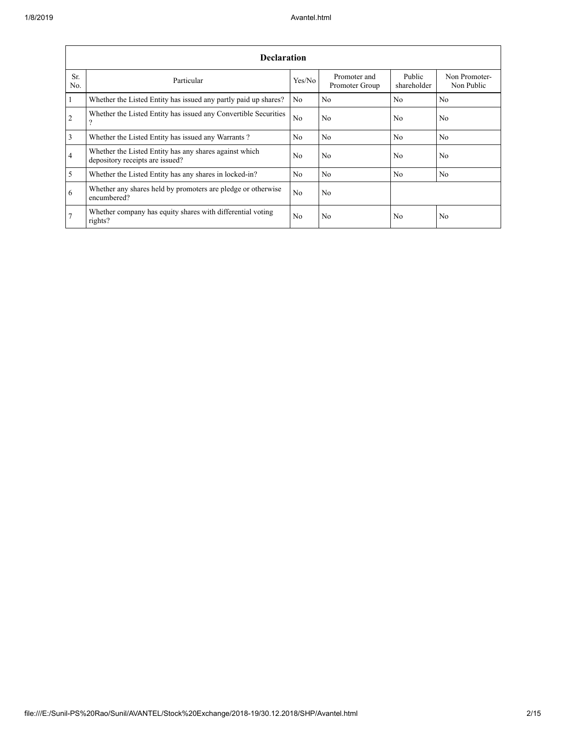| Declaration | | | | | |
|---|---|---|---|---|---|
| Sr. No. | Particular | Yes/No | Promoter and Promoter Group | Public shareholder | Non Promoter- Non Public |
| 1 | Whether the Listed Entity has issued any partly paid up shares? | No | No | No | No |
| 2 | Whether the Listed Entity has issued any Convertible Securities ? | No | No | No | No |
| 3 | Whether the Listed Entity has issued any Warrants ? | No | No | No | No |
| 4 | Whether the Listed Entity has any shares against which depository receipts are issued? | No | No | No | No |
| 5 | Whether the Listed Entity has any shares in locked-in? | No | No | No | No |
| 6 | Whether any shares held by promoters are pledge or otherwise encumbered? | No | No | | |
| 7 | Whether company has equity shares with differential voting rights? | No | No | No | No |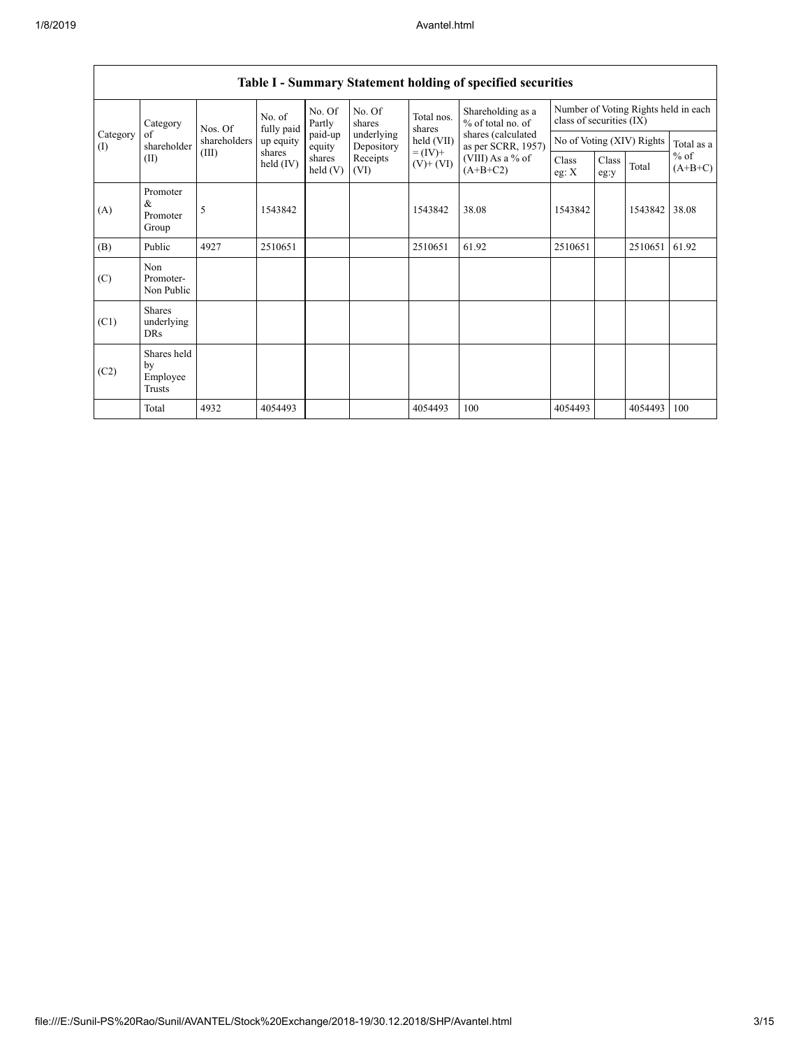| Table I - Summary Statement holding of specified securities | | | | | | | | | | | | |
|---|---|---|---|---|---|---|---|---|---|---|---|---|
| Category (I) | Category of shareholder (II) | Nos. Of shareholders (III) | No. of fully paid up equity shares held (IV) | No. Of Partly paid-up equity shares held (V) | No. Of shares underlying Depository Receipts (VI) | Total nos. shares held (VII) = (IV)+ (V)+ (VI) | Shareholding as a % of total no. of shares (calculated as per SCRR, 1957) (VIII) As a % of (A+B+C2) | Number of Voting Rights held in each class of securities (IX) | | | |
| | | | | | | | | No of Voting (XIV) Rights | | | Total as a % of (A+B+C) |
| | | | | | | | | Class eg: X | Class eg:y | Total | |
| (A) | Promoter & Promoter Group | 5 | 1543842 | | | 1543842 | 38.08 | 1543842 | | 1543842 | 38.08 |
| (B) | Public | 4927 | 2510651 | | | 2510651 | 61.92 | 2510651 | | 2510651 | 61.92 |
| (C) | Non Promoter- Non Public | | | | | | | | | | |
| (C1) | Shares underlying DRs | | | | | | | | | | |
| (C2) | Shares held by Employee Trusts | | | | | | | | | | |
| | Total | 4932 | 4054493 | | | 4054493 | 100 | 4054493 | | 4054493 | 100 |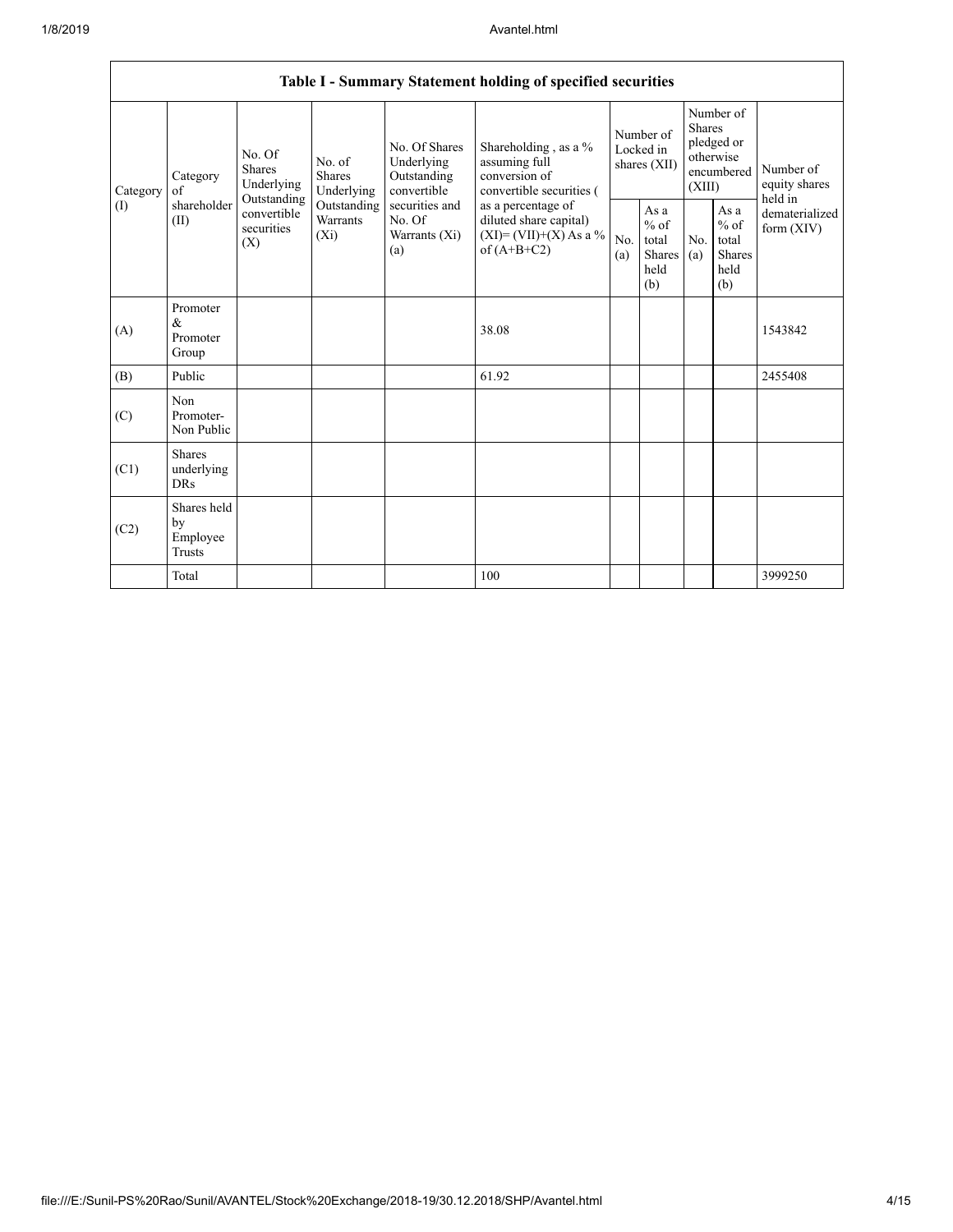| Table I - Summary Statement holding of specified securities | | | | | | | | | | |
|---|---|---|---|---|---|---|---|---|---|---|
| Category (I) | Category of shareholder (II) | No. Of Shares Underlying Outstanding convertible securities (X) | No. of Shares Underlying Outstanding Warrants (Xi) | No. Of Shares Underlying Outstanding convertible securities and No. Of Warrants (Xi) (a) | Shareholding , as a % assuming full conversion of convertible securities ( as a percentage of diluted share capital) (XI)= (VII)+(X) As a % of (A+B+C2) | Number of Locked in shares (XII) | | Number of Shares pledged or otherwise encumbered (XIII) | | Number of equity shares held in dematerialized form (XIV) |
| | | | | | | No. (a) | As a % of total Shares held (b) | No. (a) | As a % of total Shares held (b) | |
| (A) | Promoter & Promoter Group | | | | 38.08 | | | | | 1543842 |
| (B) | Public | | | | 61.92 | | | | | 2455408 |
| (C) | Non Promoter- Non Public | | | | | | | | | |
| (C1) | Shares underlying DRs | | | | | | | | | |
| (C2) | Shares held by Employee Trusts | | | | | | | | | |
| | Total | | | | 100 | | | | | 3999250 |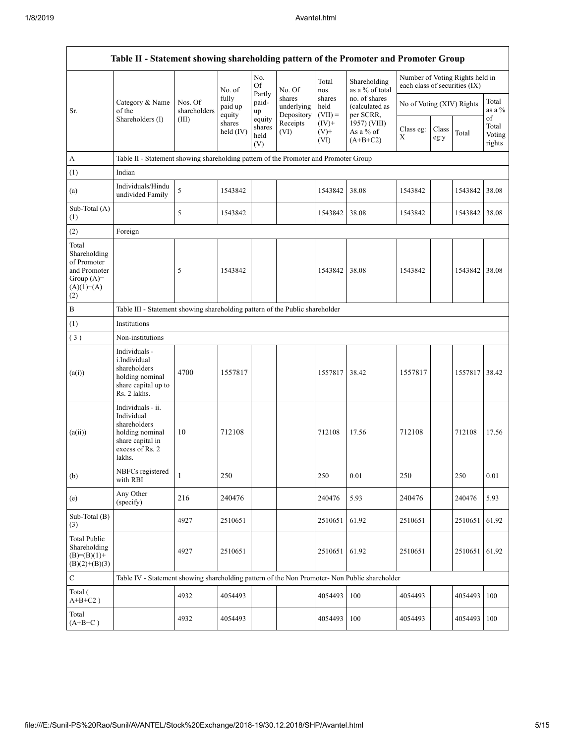| Table II - Statement showing shareholding pattern of the Promoter and Promoter Group | | | | | | | | | | | |
|---|---|---|---|---|---|---|---|---|---|---|---|
| Sr. | Category & Name of the Shareholders (I) | Nos. Of shareholders (III) | No. of fully paid up equity shares held (IV) | No. Of Partly paid-up equity shares held (V) | No. Of shares underlying Depository Receipts (VI) | Total nos. shares held (VII) = (IV)+ (V)+ (VI) | Shareholding as a % of total no. of shares (calculated as per SCRR, 1957) (VIII) As a % of (A+B+C2) | Number of Voting Rights held in each class of securities (IX) | | | |
| | | | | | | | | No of Voting (XIV) Rights | | | Total as a % of Total Voting rights |
| | | | | | | | | Class eg: X | Class eg:y | Total | |
| A | Table II - Statement showing shareholding pattern of the Promoter and Promoter Group | | | | | | | | | | |
| (1) | Indian | | | | | | | | | | |
| (a) | Individuals/Hindu undivided Family | 5 | 1543842 | | | 1543842 | 38.08 | 1543842 | | 1543842 | 38.08 |
| Sub-Total (A) (1) | | 5 | 1543842 | | | 1543842 | 38.08 | 1543842 | | 1543842 | 38.08 |
| (2) | Foreign | | | | | | | | | | |
| Total Shareholding of Promoter and Promoter Group (A)= (A)(1)+(A)(2) | | 5 | 1543842 | | | 1543842 | 38.08 | 1543842 | | 1543842 | 38.08 |
| B | Table III - Statement showing shareholding pattern of the Public shareholder | | | | | | | | | | |
| (1) | Institutions | | | | | | | | | | |
| (3) | Non-institutions | | | | | | | | | | |
| (a(i)) | Individuals - i.Individual shareholders holding nominal share capital up to Rs. 2 lakhs. | 4700 | 1557817 | | | 1557817 | 38.42 | 1557817 | | 1557817 | 38.42 |
| (a(ii)) | Individuals - ii. Individual shareholders holding nominal share capital in excess of Rs. 2 lakhs. | 10 | 712108 | | | 712108 | 17.56 | 712108 | | 712108 | 17.56 |
| (b) | NBFCs registered with RBI | 1 | 250 | | | 250 | 0.01 | 250 | | 250 | 0.01 |
| (e) | Any Other (specify) | 216 | 240476 | | | 240476 | 5.93 | 240476 | | 240476 | 5.93 |
| Sub-Total (B) (3) | | 4927 | 2510651 | | | 2510651 | 61.92 | 2510651 | | 2510651 | 61.92 |
| Total Public Shareholding (B)=(B)(1)+(B)(2)+(B)(3) | | 4927 | 2510651 | | | 2510651 | 61.92 | 2510651 | | 2510651 | 61.92 |
| C | Table IV - Statement showing shareholding pattern of the Non Promoter- Non Public shareholder | | | | | | | | | | |
| Total ( A+B+C2 ) | | 4932 | 4054493 | | | 4054493 | 100 | 4054493 | | 4054493 | 100 |
| Total (A+B+C ) | | 4932 | 4054493 | | | 4054493 | 100 | 4054493 | | 4054493 | 100 |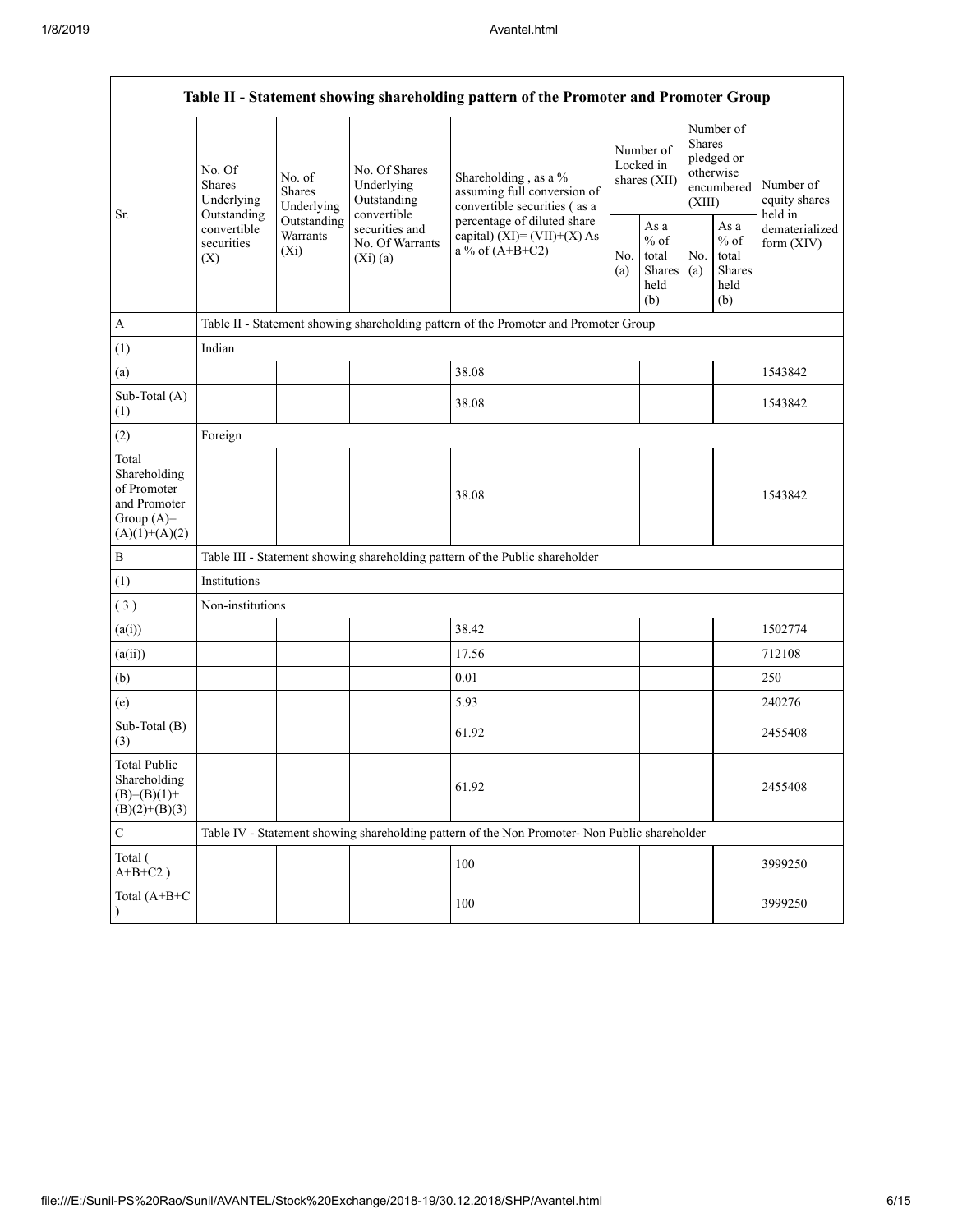| Table II - Statement showing shareholding pattern of the Promoter and Promoter Group | | | | | | | | | |
|---|---|---|---|---|---|---|---|---|---|
| Sr. | No. Of Shares Underlying Outstanding convertible securities (X) | No. of Shares Underlying Outstanding Warrants (Xi) | No. Of Shares Underlying Outstanding convertible securities and No. Of Warrants (Xi) (a) | Shareholding , as a % assuming full conversion of convertible securities ( as a percentage of diluted share capital) (XI)= (VII)+(X) As a % of (A+B+C2) | Number of Locked in shares (XII) | | Number of Shares pledged or otherwise encumbered (XIII) | | Number of equity shares held in dematerialized form (XIV) |
| | | | | | No. (a) | As a % of total Shares held (b) | No. (a) | As a % of total Shares held (b) | |
| A | Table II - Statement showing shareholding pattern of the Promoter and Promoter Group | | | | | | | | |
| (1) | Indian | | | | | | | | |
| (a) | | | | 38.08 | | | | | 1543842 |
| Sub-Total (A) (1) | | | | 38.08 | | | | | 1543842 |
| (2) | Foreign | | | | | | | | |
| Total Shareholding of Promoter and Promoter Group (A)= (A)(1)+(A)(2) | | | | 38.08 | | | | | 1543842 |
| B | Table III - Statement showing shareholding pattern of the Public shareholder | | | | | | | | |
| (1) | Institutions | | | | | | | | |
| ( 3 ) | Non-institutions | | | | | | | | |
| (a(i)) | | | | 38.42 | | | | | 1502774 |
| (a(ii)) | | | | 17.56 | | | | | 712108 |
| (b) | | | | 0.01 | | | | | 250 |
| (e) | | | | 5.93 | | | | | 240276 |
| Sub-Total (B) (3) | | | | 61.92 | | | | | 2455408 |
| Total Public Shareholding (B)=(B)(1)+ (B)(2)+(B)(3) | | | | 61.92 | | | | | 2455408 |
| C | Table IV - Statement showing shareholding pattern of the Non Promoter- Non Public shareholder | | | | | | | | |
| Total ( A+B+C2 ) | | | | 100 | | | | | 3999250 |
| Total (A+B+C ) | | | | 100 | | | | | 3999250 |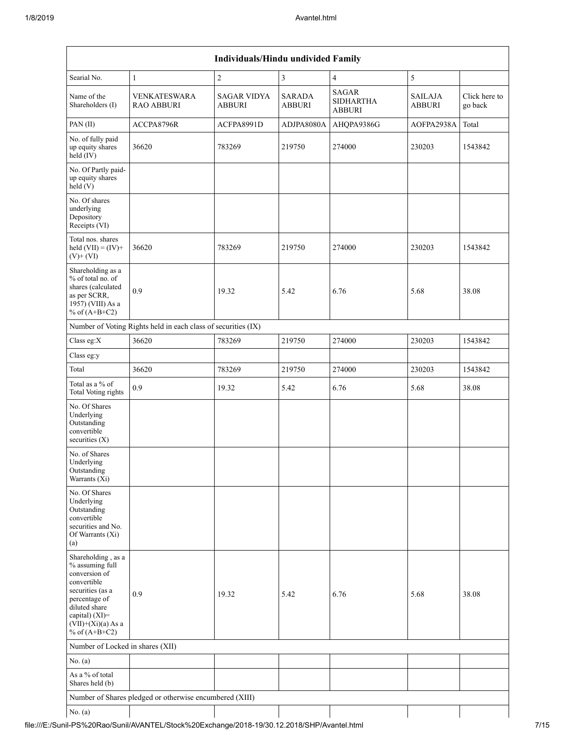| Individuals/Hindu undivided Family | | | | | | |
|---|---|---|---|---|---|---|
| Searial No. | 1 | 2 | 3 | 4 | 5 | |
| Name of the Shareholders (I) | VENKATESWARA RAO ABBURI | SAGAR VIDYA ABBURI | SARADA ABBURI | SAGAR SIDHARTHA ABBURI | SAILAJA ABBURI | Click here to go back |
| PAN (II) | ACCPA8796R | ACFPA8991D | ADJPA8080A | AHQPA9386G | AOFPA2938A | Total |
| No. of fully paid up equity shares held (IV) | 36620 | 783269 | 219750 | 274000 | 230203 | 1543842 |
| No. Of Partly paid-up equity shares held (V) | | | | | | |
| No. Of shares underlying Depository Receipts (VI) | | | | | | |
| Total nos. shares held (VII) = (IV)+ (V)+ (VI) | 36620 | 783269 | 219750 | 274000 | 230203 | 1543842 |
| Shareholding as a % of total no. of shares (calculated as per SCRR, 1957) (VIII) As a % of (A+B+C2) | 0.9 | 19.32 | 5.42 | 6.76 | 5.68 | 38.08 |
| Number of Voting Rights held in each class of securities (IX) | | | | | | |
| Class eg:X | 36620 | 783269 | 219750 | 274000 | 230203 | 1543842 |
| Class eg:y | | | | | | |
| Total | 36620 | 783269 | 219750 | 274000 | 230203 | 1543842 |
| Total as a % of Total Voting rights | 0.9 | 19.32 | 5.42 | 6.76 | 5.68 | 38.08 |
| No. Of Shares Underlying Outstanding convertible securities (X) | | | | | | |
| No. of Shares Underlying Outstanding Warrants (Xi) | | | | | | |
| No. Of Shares Underlying Outstanding convertible securities and No. Of Warrants (Xi) (a) | | | | | | |
| Shareholding , as a % assuming full conversion of convertible securities (as a percentage of diluted share capital) (XI)= (VII)+(Xi)(a) As a % of (A+B+C2) | 0.9 | 19.32 | 5.42 | 6.76 | 5.68 | 38.08 |
| Number of Locked in shares (XII) | | | | | | |
| No. (a) | | | | | | |
| As a % of total Shares held (b) | | | | | | |
| Number of Shares pledged or otherwise encumbered (XIII) | | | | | | |
| No. (a) | | | | | | |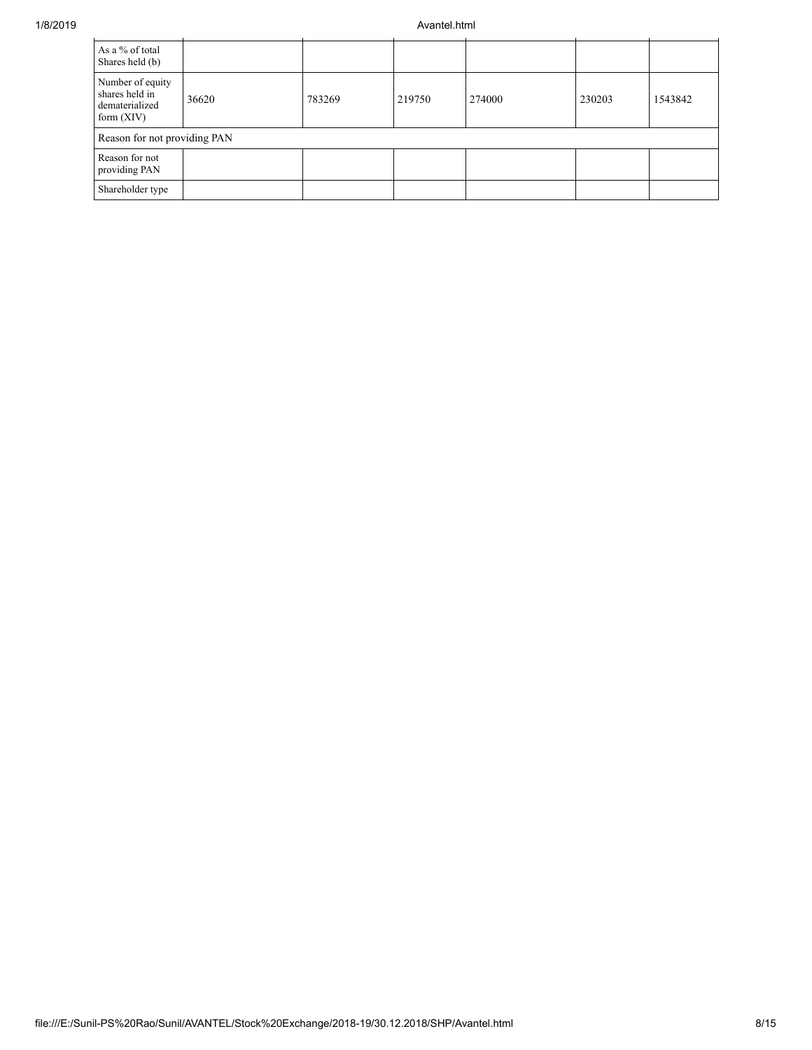| | | | | | | |
|---|---|---|---|---|---|---|
| As a % of total Shares held (b) | | | | | | |
| Number of equity shares held in dematerialized form (XIV) | 36620 | 783269 | 219750 | 274000 | 230203 | 1543842 |
| Reason for not providing PAN | | | | | | |
| Reason for not providing PAN | | | | | | |
| Shareholder type | | | | | | |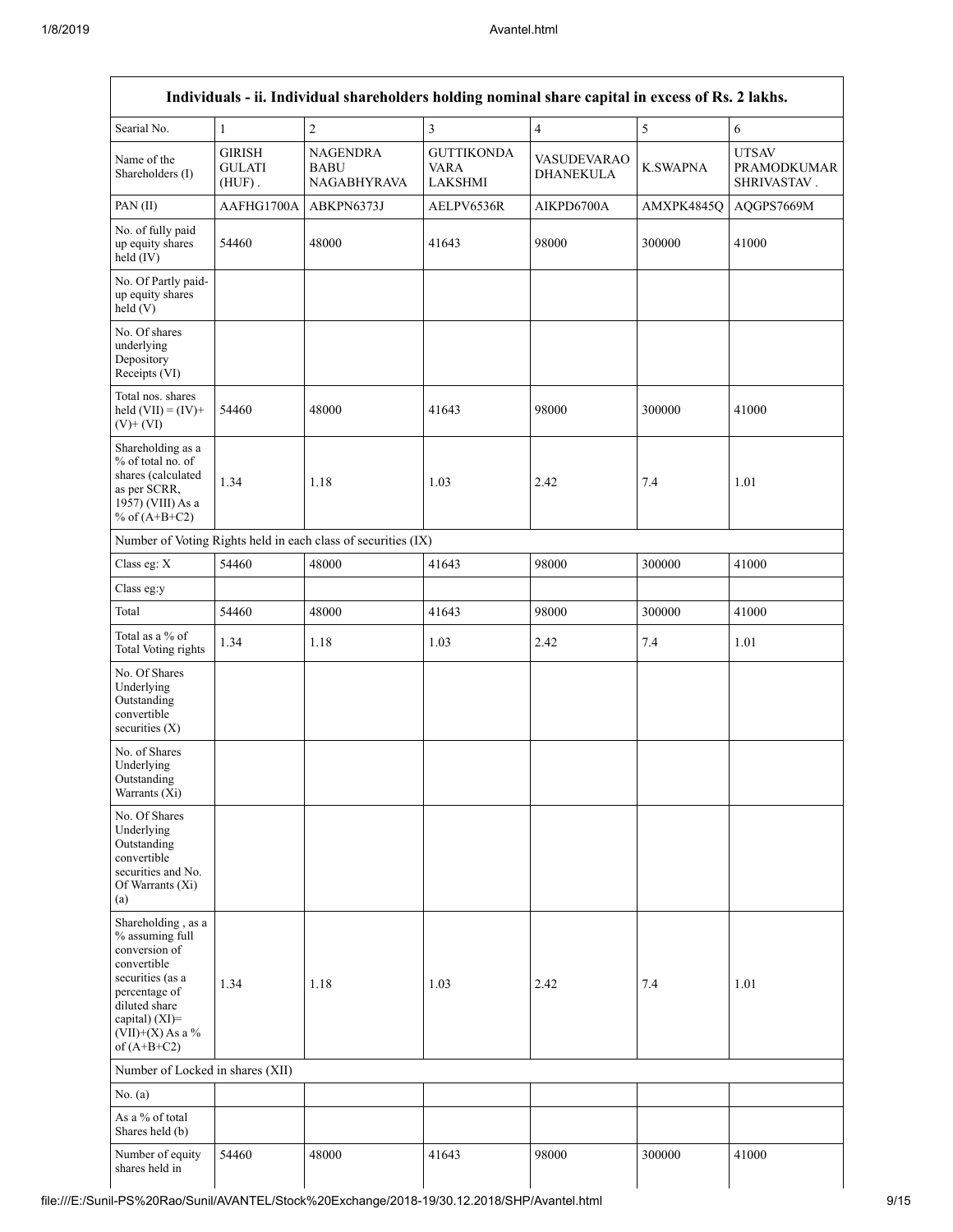| Individuals - ii. Individual shareholders holding nominal share capital in excess of Rs. 2 lakhs. | | | | | | |
|---|---|---|---|---|---|---|
| Searial No. | 1 | 2 | 3 | 4 | 5 | 6 |
| Name of the Shareholders (I) | GIRISH GULATI (HUF) . | NAGENDRA BABU NAGABHYRAVA | GUTTIKONDA VARA LAKSHMI | VASUDEVARAO DHANEKULA | K.SWAPNA | UTSAV PRAMODKUMAR SHRIVASTAV . |
| PAN (II) | AAFHG1700A | ABKPN6373J | AELPV6536R | AIKPD6700A | AMXPK4845Q | AQGPS7669M |
| No. of fully paid up equity shares held (IV) | 54460 | 48000 | 41643 | 98000 | 300000 | 41000 |
| No. Of Partly paid-up equity shares held (V) | | | | | | |
| No. Of shares underlying Depository Receipts (VI) | | | | | | |
| Total nos. shares held (VII) = (IV)+ (V)+ (VI) | 54460 | 48000 | 41643 | 98000 | 300000 | 41000 |
| Shareholding as a % of total no. of shares (calculated as per SCRR, 1957) (VIII) As a % of (A+B+C2) | 1.34 | 1.18 | 1.03 | 2.42 | 7.4 | 1.01 |
| Number of Voting Rights held in each class of securities (IX) | | | | | | |
| Class eg: X | 54460 | 48000 | 41643 | 98000 | 300000 | 41000 |
| Class eg:y | | | | | | |
| Total | 54460 | 48000 | 41643 | 98000 | 300000 | 41000 |
| Total as a % of Total Voting rights | 1.34 | 1.18 | 1.03 | 2.42 | 7.4 | 1.01 |
| No. Of Shares Underlying Outstanding convertible securities (X) | | | | | | |
| No. of Shares Underlying Outstanding Warrants (Xi) | | | | | | |
| No. Of Shares Underlying Outstanding convertible securities and No. Of Warrants (Xi) (a) | | | | | | |
| Shareholding , as a % assuming full conversion of convertible securities (as a percentage of diluted share capital) (XI)= (VII)+(X) As a % of (A+B+C2) | 1.34 | 1.18 | 1.03 | 2.42 | 7.4 | 1.01 |
| Number of Locked in shares (XII) | | | | | | |
| No. (a) | | | | | | |
| As a % of total Shares held (b) | | | | | | |
| Number of equity shares held in | 54460 | 48000 | 41643 | 98000 | 300000 | 41000 |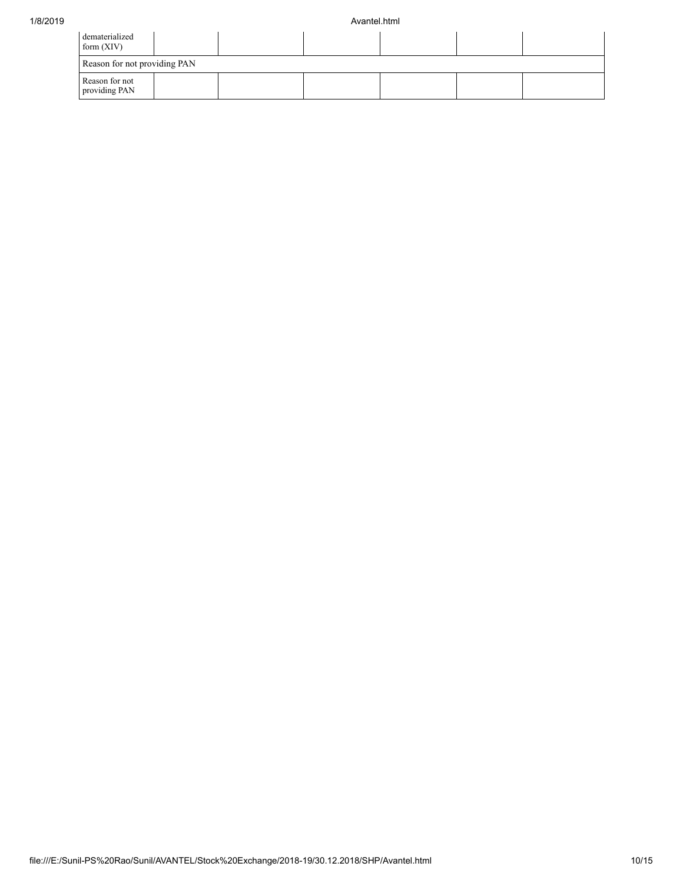| | | | | | | |
|---|---|---|---|---|---|---|
| dematerialized form (XIV) | | | | | | |
| Reason for not providing PAN | | | | | | |
| Reason for not providing PAN | | | | | | |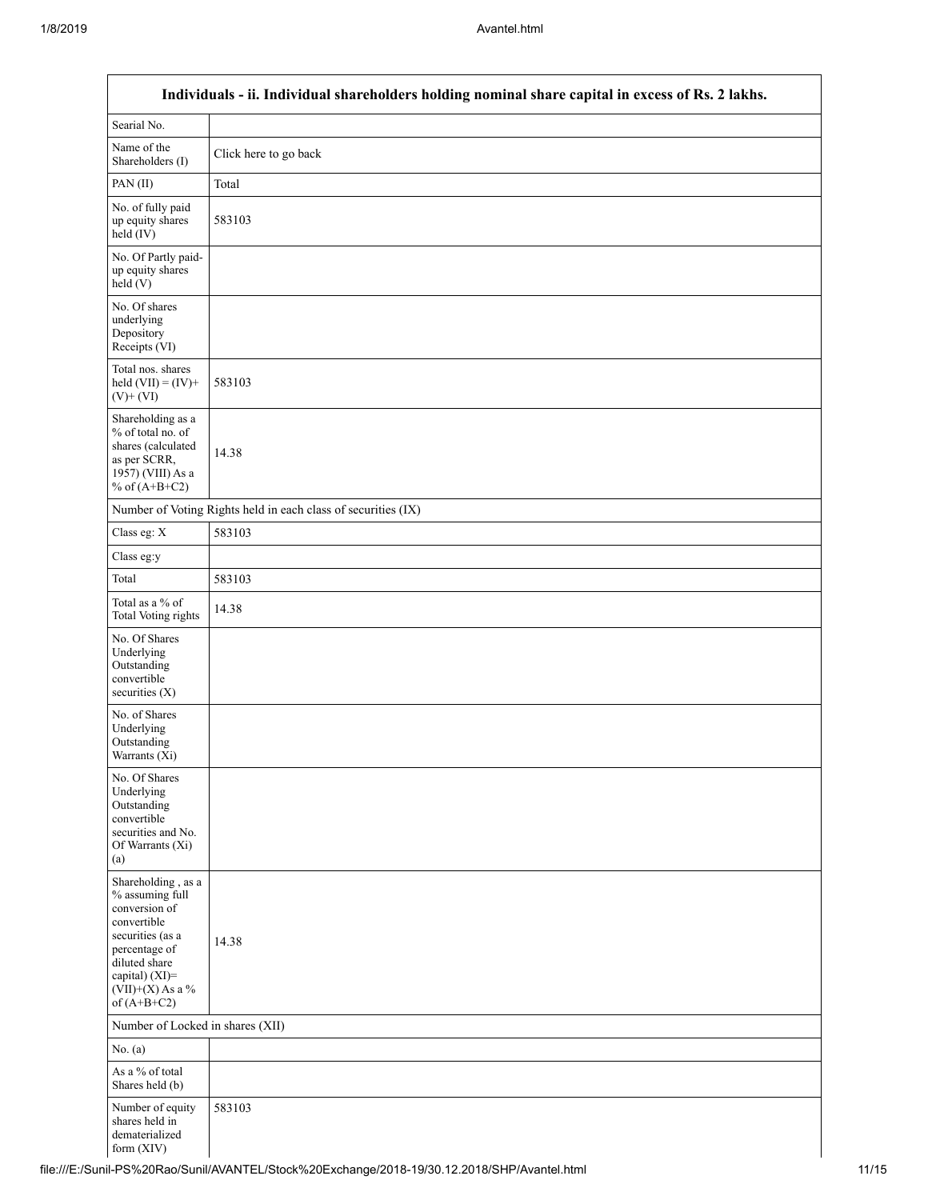| Individuals - ii. Individual shareholders holding nominal share capital in excess of Rs. 2 lakhs. | |
|---|---|
| Searial No. | |
| Name of the Shareholders (I) | Click here to go back |
| PAN (II) | Total |
| No. of fully paid up equity shares held (IV) | 583103 |
| No. Of Partly paid-up equity shares held (V) | |
| No. Of shares underlying Depository Receipts (VI) | |
| Total nos. shares held (VII) = (IV)+ (V)+ (VI) | 583103 |
| Shareholding as a % of total no. of shares (calculated as per SCRR, 1957) (VIII) As a % of (A+B+C2) | 14.38 |
| Number of Voting Rights held in each class of securities (IX) | |
| Class eg: X | 583103 |
| Class eg:y | |
| Total | 583103 |
| Total as a % of Total Voting rights | 14.38 |
| No. Of Shares Underlying Outstanding convertible securities (X) | |
| No. of Shares Underlying Outstanding Warrants (Xi) | |
| No. Of Shares Underlying Outstanding convertible securities and No. Of Warrants (Xi) (a) | |
| Shareholding , as a % assuming full conversion of convertible securities (as a percentage of diluted share capital) (XI)= (VII)+(X) As a % of (A+B+C2) | 14.38 |
| Number of Locked in shares (XII) | |
| No. (a) | |
| As a % of total Shares held (b) | |
| Number of equity shares held in dematerialized form (XIV) | 583103 |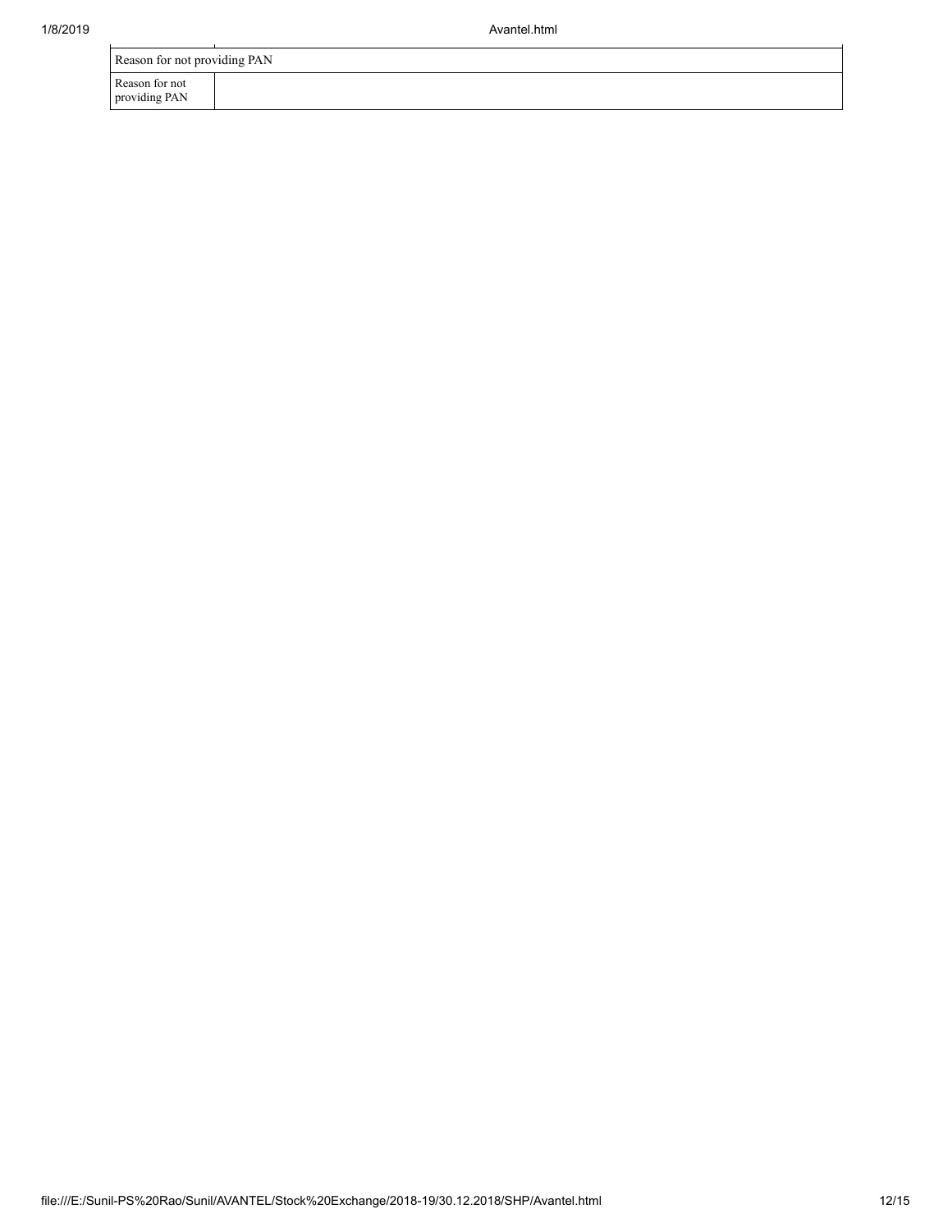| | |
|---|---|
| Reason for not providing PAN | |
| Reason for not providing PAN | |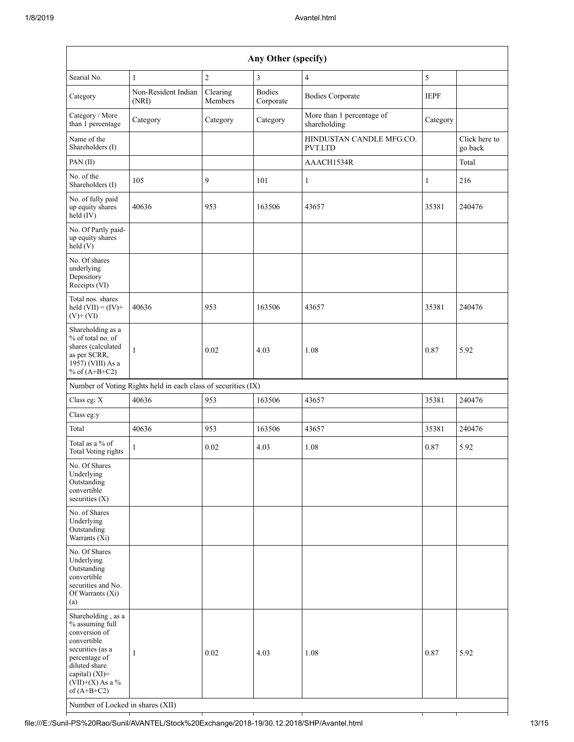| Any Other (specify) | | | | | | |
|---|---|---|---|---|---|---|
| Searial No. | 1 | 2 | 3 | 4 | 5 | |
| Category | Non-Resident Indian (NRI) | Clearing Members | Bodies Corporate | Bodies Corporate | IEPF | |
| Category / More than 1 percentage | Category | Category | Category | More than 1 percentage of shareholding | Category | |
| Name of the Shareholders (I) | | | | HINDUSTAN CANDLE MFG.CO. PVT.LTD | | Click here to go back |
| PAN (II) | | | | AAACH1534R | | Total |
| No. of the Shareholders (I) | 105 | 9 | 101 | 1 | 1 | 216 |
| No. of fully paid up equity shares held (IV) | 40636 | 953 | 163506 | 43657 | 35381 | 240476 |
| No. Of Partly paid-up equity shares held (V) | | | | | | |
| No. Of shares underlying Depository Receipts (VI) | | | | | | |
| Total nos. shares held (VII) = (IV)+ (V)+ (VI) | 40636 | 953 | 163506 | 43657 | 35381 | 240476 |
| Shareholding as a % of total no. of shares (calculated as per SCRR, 1957) (VIII) As a % of (A+B+C2) | 1 | 0.02 | 4.03 | 1.08 | 0.87 | 5.92 |
| Number of Voting Rights held in each class of securities (IX) | | | | | | |
| Class eg: X | 40636 | 953 | 163506 | 43657 | 35381 | 240476 |
| Class eg:y | | | | | | |
| Total | 40636 | 953 | 163506 | 43657 | 35381 | 240476 |
| Total as a % of Total Voting rights | 1 | 0.02 | 4.03 | 1.08 | 0.87 | 5.92 |
| No. Of Shares Underlying Outstanding convertible securities (X) | | | | | | |
| No. of Shares Underlying Outstanding Warrants (Xi) | | | | | | |
| No. Of Shares Underlying Outstanding convertible securities and No. Of Warrants (Xi) (a) | | | | | | |
| Shareholding , as a % assuming full conversion of convertible securities (as a percentage of diluted share capital) (XI)= (VII)+(X) As a % of (A+B+C2) | 1 | 0.02 | 4.03 | 1.08 | 0.87 | 5.92 |
| Number of Locked in shares (XII) | | | | | | |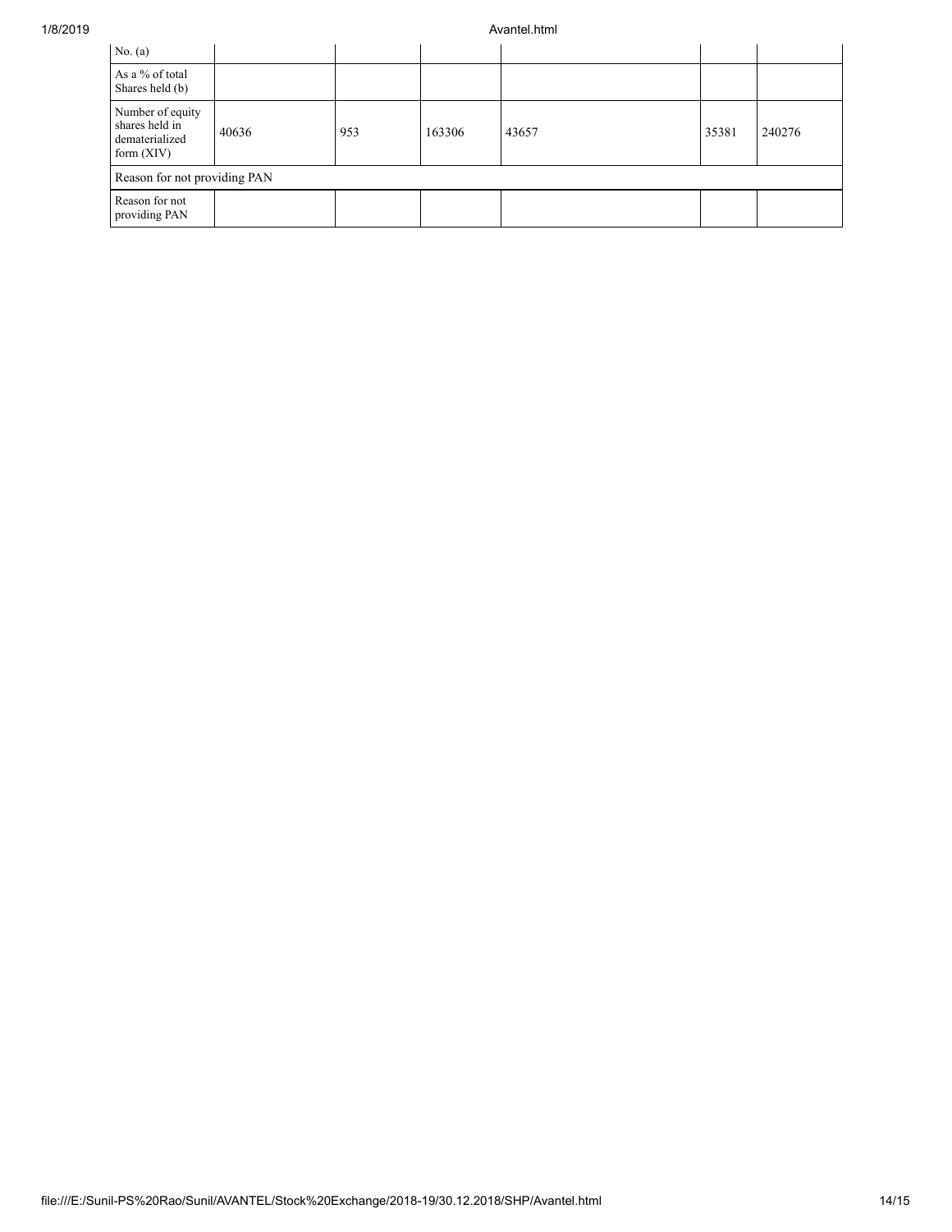| | | | | | | |
|---|---|---|---|---|---|---|
| No. (a) | | | | | | |
| As a % of total Shares held (b) | | | | | | |
| Number of equity shares held in dematerialized form (XIV) | 40636 | 953 | 163306 | 43657 | 35381 | 240276 |
| Reason for not providing PAN | | | | | | |
| Reason for not providing PAN | | | | | | |